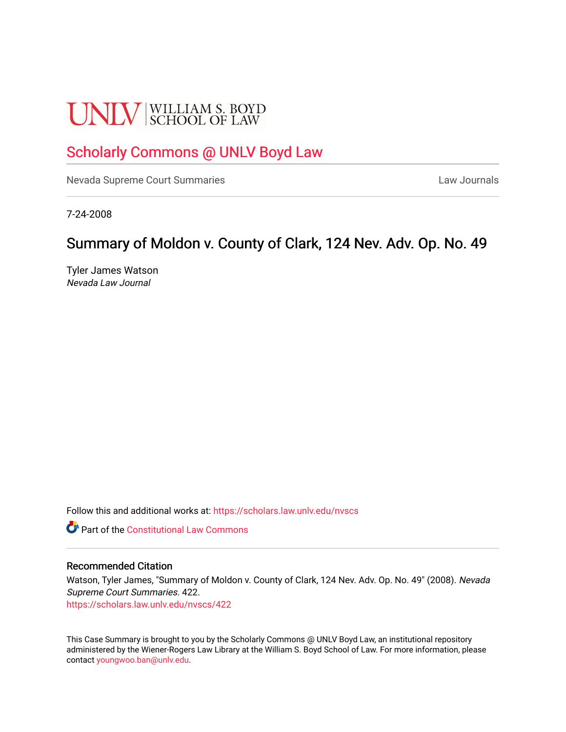UNLV | WILLIAM S. BOYD SCHOOL OF LAW

# Scholarly Commons @ UNLV Boyd Law

Nevada Supreme Court Summaries | Law Journals

7-24-2008

## Summary of Moldon v. County of Clark, 124 Nev. Adv. Op. No. 49

Tyler James Watson
*Nevada Law Journal*

Follow this and additional works at: https://scholars.law.unlv.edu/nvscs

Part of the Constitutional Law Commons

### Recommended Citation

Watson, Tyler James, "Summary of Moldon v. County of Clark, 124 Nev. Adv. Op. No. 49" (2008). *Nevada Supreme Court Summaries*. 422.
https://scholars.law.unlv.edu/nvscs/422

This Case Summary is brought to you by the Scholarly Commons @ UNLV Boyd Law, an institutional repository administered by the Wiener-Rogers Law Library at the William S. Boyd School of Law. For more information, please contact youngwoo.ban@unlv.edu.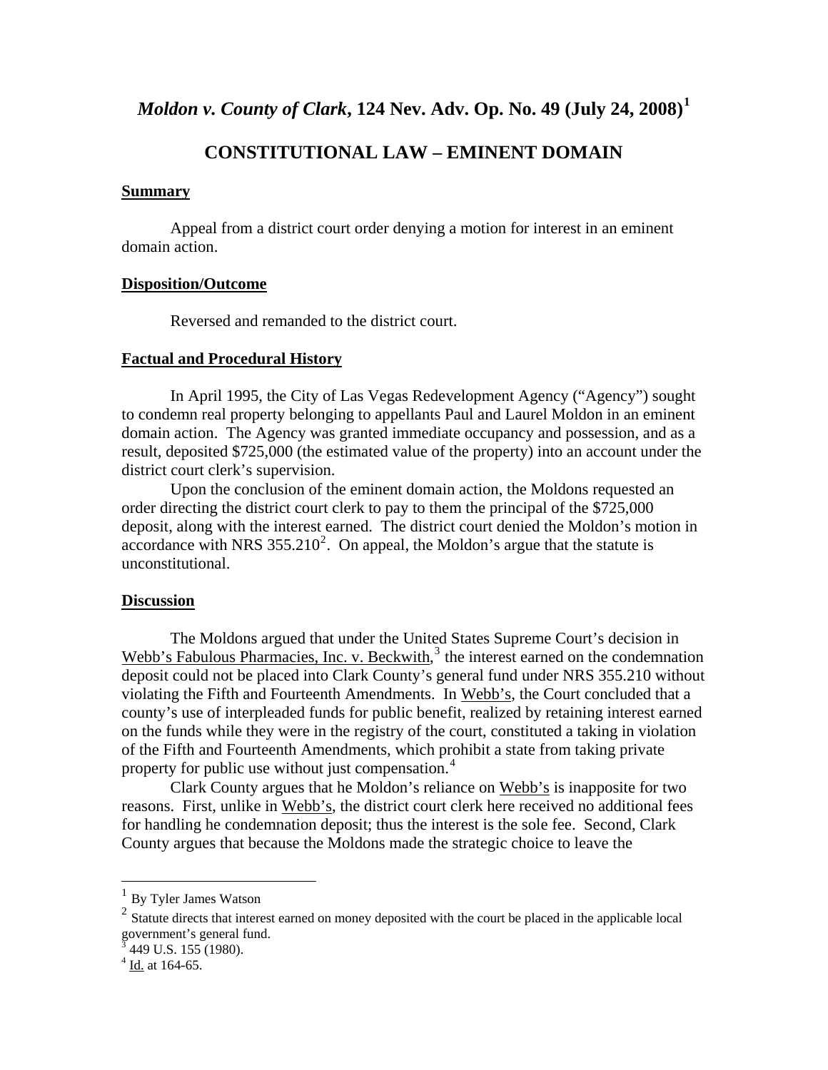# *Moldon v. County of Clark*, 124 Nev. Adv. Op. No. 49 (July 24, 2008)[1]

## CONSTITUTIONAL LAW – EMINENT DOMAIN

### Summary

Appeal from a district court order denying a motion for interest in an eminent domain action.

### Disposition/Outcome

Reversed and remanded to the district court.

### Factual and Procedural History

In April 1995, the City of Las Vegas Redevelopment Agency ("Agency") sought to condemn real property belonging to appellants Paul and Laurel Moldon in an eminent domain action. The Agency was granted immediate occupancy and possession, and as a result, deposited $725,000 (the estimated value of the property) into an account under the district court clerk's supervision.

Upon the conclusion of the eminent domain action, the Moldons requested an order directing the district court clerk to pay to them the principal of the $725,000 deposit, along with the interest earned. The district court denied the Moldon's motion in accordance with NRS 355.210[2]. On appeal, the Moldon's argue that the statute is unconstitutional.

### Discussion

The Moldons argued that under the United States Supreme Court's decision in Webb's Fabulous Pharmacies, Inc. v. Beckwith,[3] the interest earned on the condemnation deposit could not be placed into Clark County's general fund under NRS 355.210 without violating the Fifth and Fourteenth Amendments. In Webb's, the Court concluded that a county's use of interpleaded funds for public benefit, realized by retaining interest earned on the funds while they were in the registry of the court, constituted a taking in violation of the Fifth and Fourteenth Amendments, which prohibit a state from taking private property for public use without just compensation.[4]

Clark County argues that he Moldon's reliance on Webb's is inapposite for two reasons. First, unlike in Webb's, the district court clerk here received no additional fees for handling he condemnation deposit; thus the interest is the sole fee. Second, Clark County argues that because the Moldons made the strategic choice to leave the

---

[1] By Tyler James Watson

[2] Statute directs that interest earned on money deposited with the court be placed in the applicable local government's general fund.

[3] 449 U.S. 155 (1980).

[4] Id. at 164-65.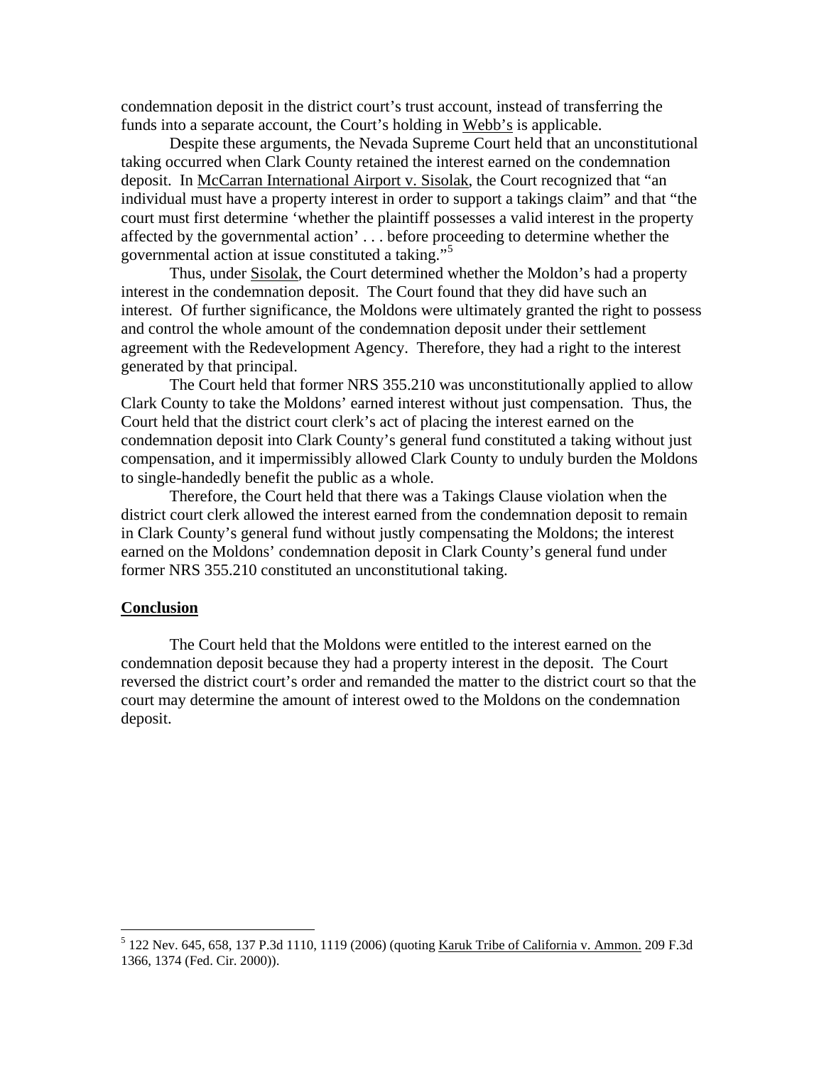condemnation deposit in the district court's trust account, instead of transferring the funds into a separate account, the Court's holding in Webb's is applicable.

Despite these arguments, the Nevada Supreme Court held that an unconstitutional taking occurred when Clark County retained the interest earned on the condemnation deposit. In McCarran International Airport v. Sisolak, the Court recognized that "an individual must have a property interest in order to support a takings claim" and that "the court must first determine 'whether the plaintiff possesses a valid interest in the property affected by the governmental action' . . . before proceeding to determine whether the governmental action at issue constituted a taking."[5]

Thus, under Sisolak, the Court determined whether the Moldon's had a property interest in the condemnation deposit. The Court found that they did have such an interest. Of further significance, the Moldons were ultimately granted the right to possess and control the whole amount of the condemnation deposit under their settlement agreement with the Redevelopment Agency. Therefore, they had a right to the interest generated by that principal.

The Court held that former NRS 355.210 was unconstitutionally applied to allow Clark County to take the Moldons' earned interest without just compensation. Thus, the Court held that the district court clerk's act of placing the interest earned on the condemnation deposit into Clark County's general fund constituted a taking without just compensation, and it impermissibly allowed Clark County to unduly burden the Moldons to single-handedly benefit the public as a whole.

Therefore, the Court held that there was a Takings Clause violation when the district court clerk allowed the interest earned from the condemnation deposit to remain in Clark County's general fund without justly compensating the Moldons; the interest earned on the Moldons' condemnation deposit in Clark County's general fund under former NRS 355.210 constituted an unconstitutional taking.

## Conclusion

The Court held that the Moldons were entitled to the interest earned on the condemnation deposit because they had a property interest in the deposit. The Court reversed the district court's order and remanded the matter to the district court so that the court may determine the amount of interest owed to the Moldons on the condemnation deposit.

---

[5] 122 Nev. 645, 658, 137 P.3d 1110, 1119 (2006) (quoting Karuk Tribe of California v. Ammon. 209 F.3d 1366, 1374 (Fed. Cir. 2000)).